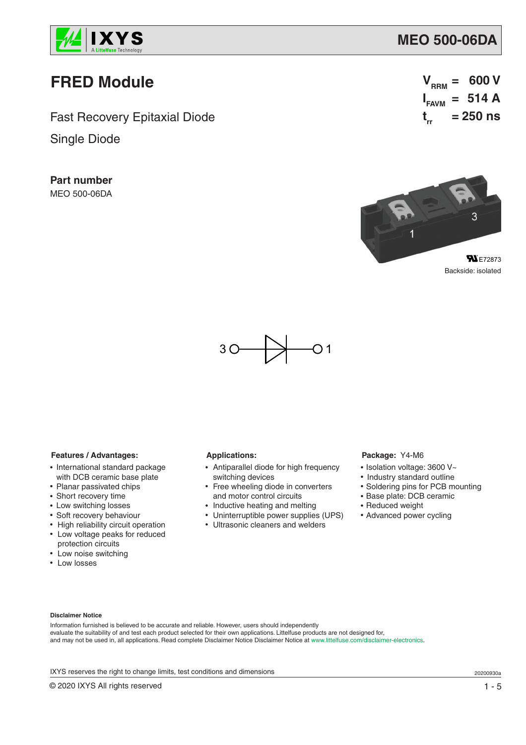# MEO 500-06DA

## FRED Module

Fast Recovery Epitaxial Diode

Single Diode

$V_{RRM}$ = 600 V
$I_{FAVM}$ = 514 A
$t_{rr}$ = 250 ns

**Part number**

MEO 500-06DA

E72873

Backside: isolated

3 — 1

**Features / Advantages:**

- International standard package with DCB ceramic base plate
- Planar passivated chips
- Short recovery time
- Low switching losses
- Soft recovery behaviour
- High reliability circuit operation
- Low voltage peaks for reduced protection circuits
- Low noise switching
- Low losses

**Applications:**

- Antiparallel diode for high frequency switching devices
- Free wheeling diode in converters and motor control circuits
- Inductive heating and melting
- Uninterruptible power supplies (UPS)
- Ultrasonic cleaners and welders

**Package:** Y4-M6

- Isolation voltage: 3600 V~
- Industry standard outline
- Soldering pins for PCB mounting
- Base plate: DCB ceramic
- Reduced weight
- Advanced power cycling

**Disclaimer Notice**

Information furnished is believed to be accurate and reliable. However, users should independently evaluate the suitability of and test each product selected for their own applications. Littelfuse products are not designed for, and may not be used in, all applications. Read complete Disclaimer Notice Disclaimer Notice at www.littelfuse.com/disclaimer-electronics.

IXYS reserves the right to change limits, test conditions and dimensions

20200930a

© 2020 IXYS All rights reserved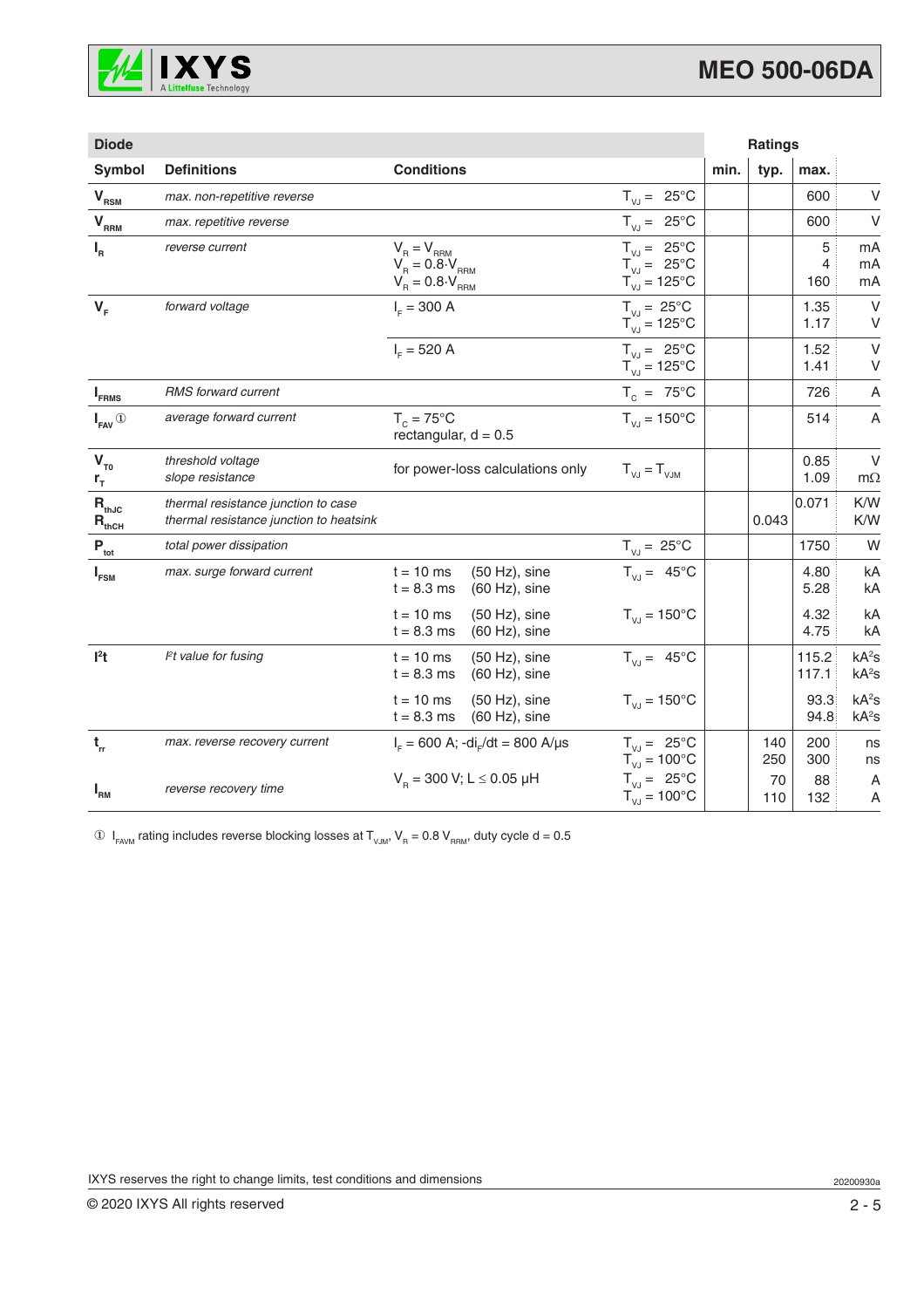## Diode

| Symbol | Definitions | Conditions | | min. | typ. | max. | |
|---|---|---|---|---|---|---|---|
| $V_{RSM}$ | *max. non-repetitive reverse* | | $T_{VJ}$ = 25°C | | | 600 | V |
| $V_{RRM}$ | *max. repetitive reverse* | | $T_{VJ}$ = 25°C | | | 600 | V |
| $I_R$ | *reverse current* | $V_R = V_{RRM}$<br>$V_R = 0.8 \cdot V_{RRM}$<br>$V_R = 0.8 \cdot V_{RRM}$ | $T_{VJ}$ = 25°C<br>$T_{VJ}$ = 25°C<br>$T_{VJ}$ = 125°C | | | 5<br>4<br>160 | mA<br>mA<br>mA |
| $V_F$ | *forward voltage* | $I_F$ = 300 A | $T_{VJ}$ = 25°C<br>$T_{VJ}$ = 125°C | | | 1.35<br>1.17 | V<br>V |
| | | $I_F$ = 520 A | $T_{VJ}$ = 25°C<br>$T_{VJ}$ = 125°C | | | 1.52<br>1.41 | V<br>V |
| $I_{FRMS}$ | *RMS forward current* | | $T_C$ = 75°C | | | 726 | A |
| $I_{FAV}$ ① | *average forward current* | $T_C$ = 75°C<br>rectangular, d = 0.5 | $T_{VJ}$ = 150°C | | | 514 | A |
| $V_{T0}$<br>$r_T$ | *threshold voltage*<br>*slope resistance* | for power-loss calculations only | $T_{VJ} = T_{VJM}$ | | | 0.85<br>1.09 | V<br>mΩ |
| $R_{thJC}$<br>$R_{thCH}$ | *thermal resistance junction to case*<br>*thermal resistance junction to heatsink* | | | | <br>0.043 | 0.071 | K/W<br>K/W |
| $P_{tot}$ | *total power dissipation* | | $T_{VJ}$ = 25°C | | | 1750 | W |
| $I_{FSM}$ | *max. surge forward current* | t = 10 ms (50 Hz), sine<br>t = 8.3 ms (60 Hz), sine | $T_{VJ}$ = 45°C | | | 4.80<br>5.28 | kA<br>kA |
| | | t = 10 ms (50 Hz), sine<br>t = 8.3 ms (60 Hz), sine | $T_{VJ}$ = 150°C | | | 4.32<br>4.75 | kA<br>kA |
| $I^2t$ | *$I^2t$ value for fusing* | t = 10 ms (50 Hz), sine<br>t = 8.3 ms (60 Hz), sine | $T_{VJ}$ = 45°C | | | 115.2<br>117.1 | $kA^2s$<br>$kA^2s$ |
| | | t = 10 ms (50 Hz), sine<br>t = 8.3 ms (60 Hz), sine | $T_{VJ}$ = 150°C | | | 93.3<br>94.8 | $kA^2s$<br>$kA^2s$ |
| $t_{rr}$ | *max. reverse recovery current* | $I_F$ = 600 A; $-di_F/dt$ = 800 A/µs | $T_{VJ}$ = 25°C<br>$T_{VJ}$ = 100°C | | 140<br>250 | 200<br>300 | ns<br>ns |
| $I_{RM}$ | *reverse recovery time* | $V_R$ = 300 V; L ≤ 0.05 µH | $T_{VJ}$ = 25°C<br>$T_{VJ}$ = 100°C | | 70<br>110 | 88<br>132 | A<br>A |

① $I_{FAVM}$ rating includes reverse blocking losses at $T_{VJM}$, $V_R = 0.8\ V_{RRM}$, duty cycle d = 0.5

IXYS reserves the right to change limits, test conditions and dimensions

20200930a

© 2020 IXYS All rights reserved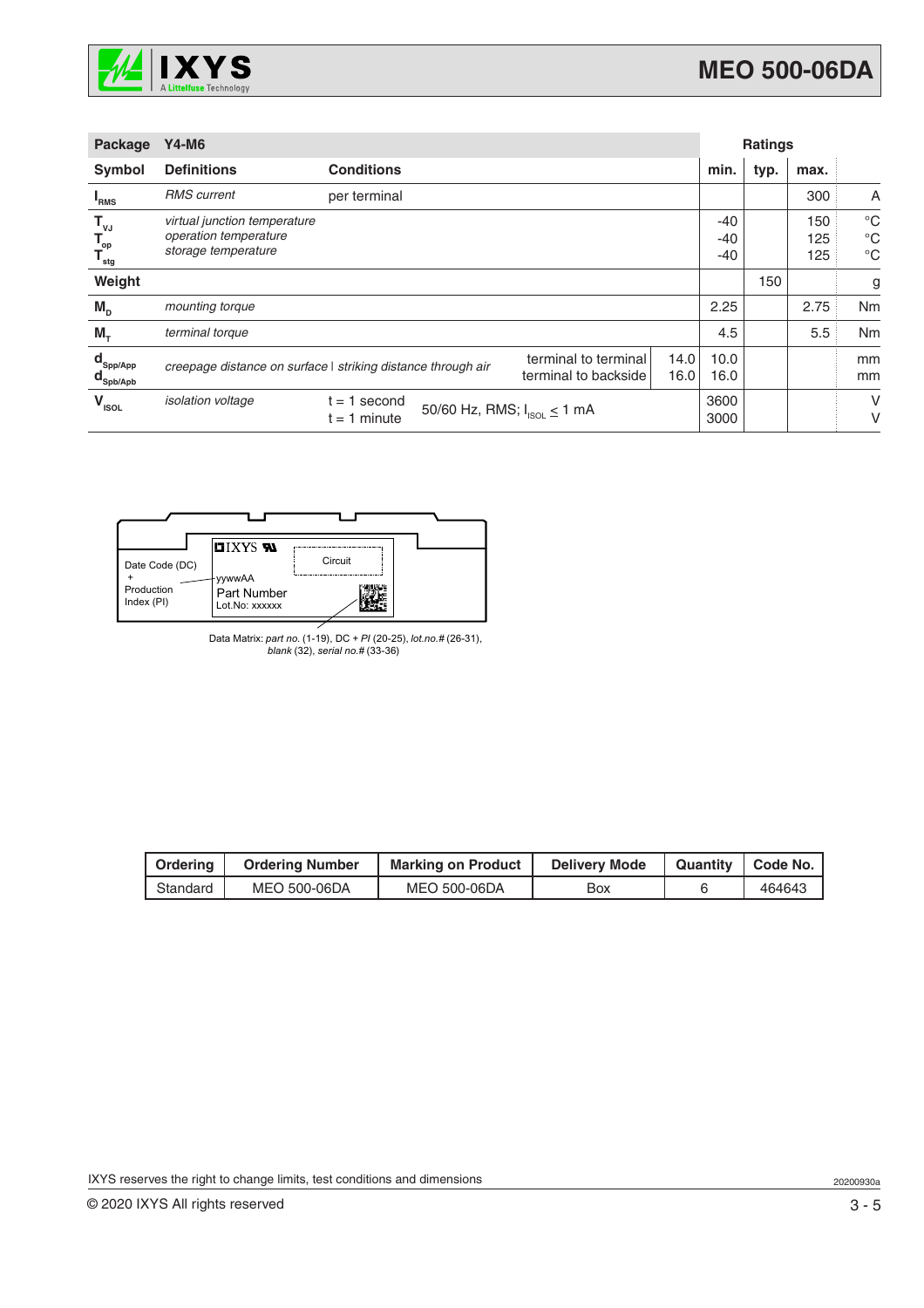| Package | Y4-M6 | | | | Ratings | | | |
|---|---|---|---|---|---|---|---|---|
| **Symbol** | **Definitions** | **Conditions** | | | **min.** | **typ.** | **max.** | |
| $I_{RMS}$ | *RMS current* | per terminal | | | | | 300 | A |
| $T_{VJ}$<br>$T_{op}$<br>$T_{stg}$ | *virtual junction temperature*<br>*operation temperature*<br>*storage temperature* | | | | -40<br>-40<br>-40 | | 150<br>125<br>125 | °C<br>°C<br>°C |
| **Weight** | | | | | | 150 | | g |
| $M_D$ | *mounting torque* | | | | 2.25 | | 2.75 | Nm |
| $M_T$ | *terminal torque* | | | | 4.5 | | 5.5 | Nm |
| $d_{Spp/App}$<br>$d_{Spb/Apb}$ | *creepage distance on surface* \| *striking distance through air* | | terminal to terminal<br>terminal to backside | 14.0<br>16.0 | 10.0<br>16.0 | | | mm<br>mm |
| $V_{ISOL}$ | *isolation voltage* | t = 1 second<br>t = 1 minute | 50/60 Hz, RMS; $I_{ISOL} \leq 1$ mA | | 3600<br>3000 | | | V<br>V |

Date Code (DC) + Production Index (PI)

IXYS

Circuit

yywwAA

Part Number

Lot.No: xxxxxx

Data Matrix: *part no.* (1-19), DC + *PI* (20-25), *lot.no.#* (26-31), *blank* (32), *serial no.#* (33-36)

| Ordering | Ordering Number | Marking on Product | Delivery Mode | Quantity | Code No. |
|---|---|---|---|---|---|
| Standard | MEO 500-06DA | MEO 500-06DA | Box | 6 | 464643 |

IXYS reserves the right to change limits, test conditions and dimensions

© 2020 IXYS All rights reserved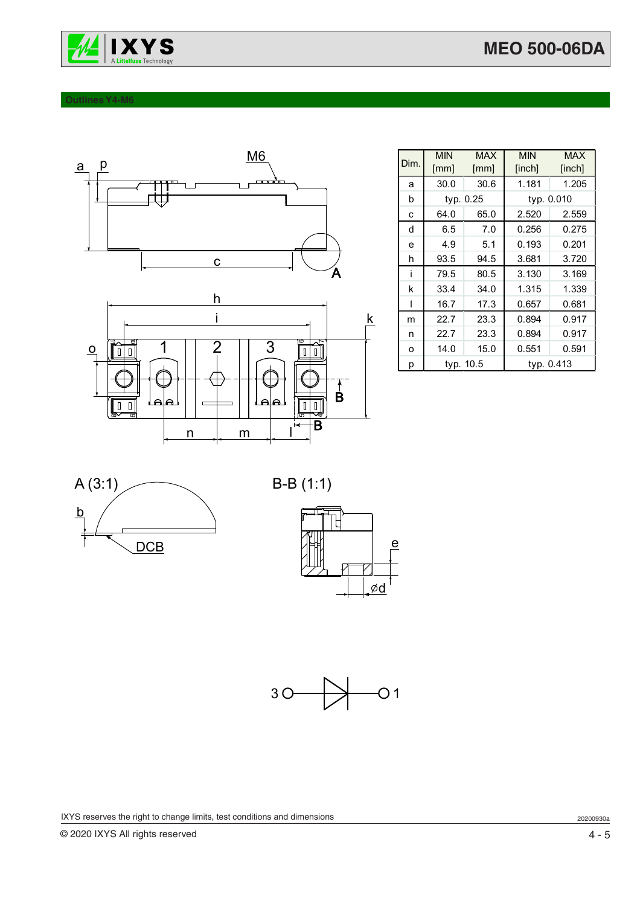## Outlines Y4-M6

| Dim. | MIN [mm] | MAX [mm] | MIN [inch] | MAX [inch] |
|---|---|---|---|---|
| a | 30.0 | 30.6 | 1.181 | 1.205 |
| b | typ. 0.25 | | typ. 0.010 | |
| c | 64.0 | 65.0 | 2.520 | 2.559 |
| d | 6.5 | 7.0 | 0.256 | 0.275 |
| e | 4.9 | 5.1 | 0.193 | 0.201 |
| h | 93.5 | 94.5 | 3.681 | 3.720 |
| i | 79.5 | 80.5 | 3.130 | 3.169 |
| k | 33.4 | 34.0 | 1.315 | 1.339 |
| l | 16.7 | 17.3 | 0.657 | 0.681 |
| m | 22.7 | 23.3 | 0.894 | 0.917 |
| n | 22.7 | 23.3 | 0.894 | 0.917 |
| o | 14.0 | 15.0 | 0.551 | 0.591 |
| p | typ. 10.5 | | typ. 0.413 | |

IXYS reserves the right to change limits, test conditions and dimensions

© 2020 IXYS All rights reserved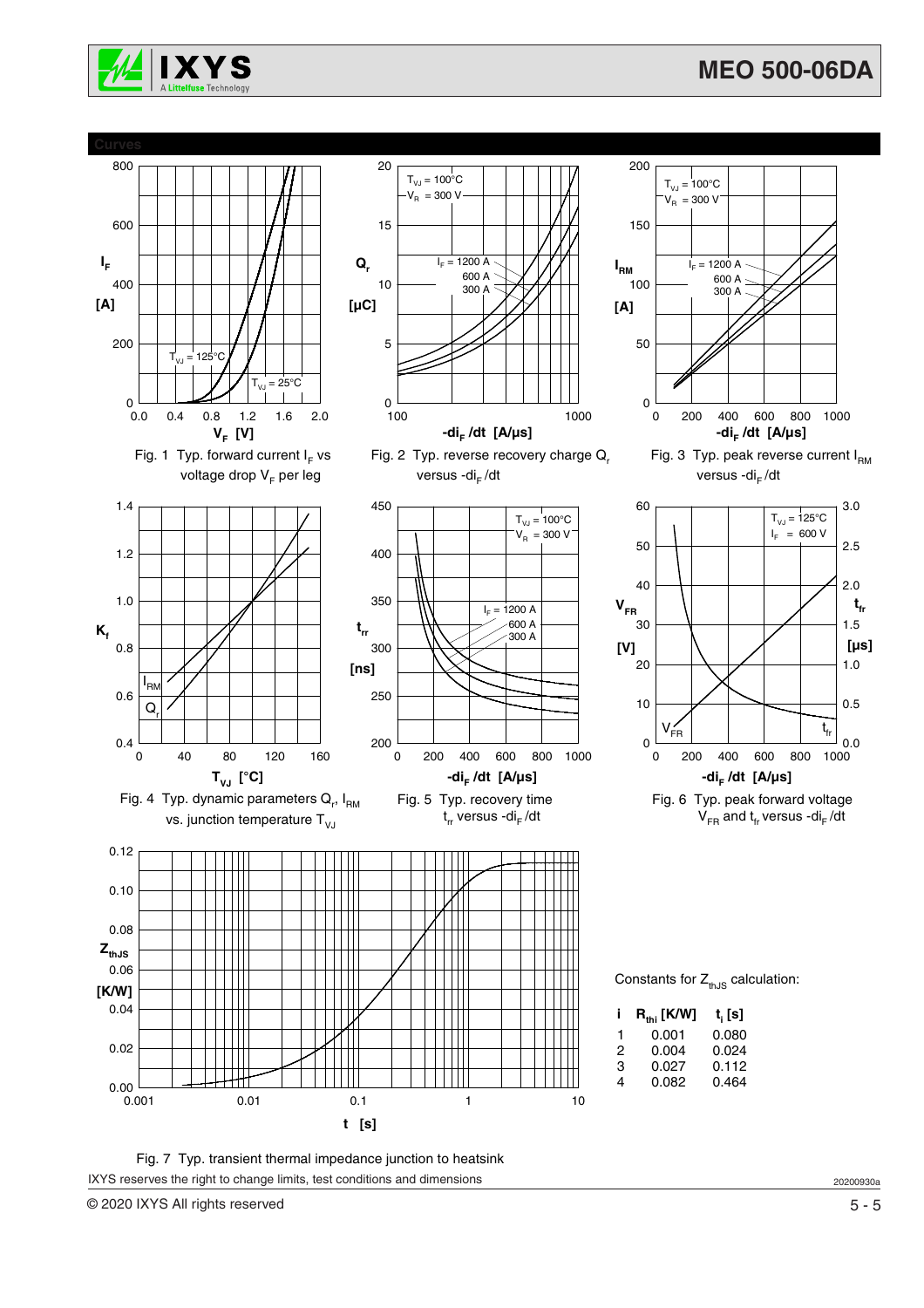## Curves

800
600
$I_F$
400
[A]
200
0
0.0 0.4 0.8 1.2 1.6 2.0
$V_F$ [V]
$T_{VJ}$ = 125°C
$T_{VJ}$ = 25°C

Fig. 1 Typ. forward current $I_F$ vs voltage drop $V_F$ per leg

20
15
$Q_r$
10
[µC]
5
0
100 1000
$-di_F/dt$ [A/µs]
$T_{VJ}$ = 100°C
$V_R$ = 300 V
$I_F$ = 1200 A
600 A
300 A

Fig. 2 Typ. reverse recovery charge $Q_r$ versus $-di_F/dt$

200
150
$I_{RM}$
100
[A]
50
0
0 200 400 600 800 1000
$-di_F/dt$ [A/µs]
$T_{VJ}$ = 100°C
$V_R$ = 300 V
$I_F$ = 1200 A
600 A
300 A

Fig. 3 Typ. peak reverse current $I_{RM}$ versus $-di_F/dt$

1.4
1.2
1.0
$K_f$
0.8
0.6
0.4
0 40 80 120 160
$T_{VJ}$ [°C]
$I_{RM}$
$Q_r$

Fig. 4 Typ. dynamic parameters $Q_r$, $I_{RM}$ vs. junction temperature $T_{VJ}$

450
400
350
$t_{rr}$
300
[ns]
250
200
0 200 400 600 800 1000
$-di_F/dt$ [A/µs]
$T_{VJ}$ = 100°C
$V_R$ = 300 V
$I_F$ = 1200 A
600 A
300 A

Fig. 5 Typ. recovery time $t_{rr}$ versus $-di_F/dt$

60
50
40
$V_{FR}$
30
[V]
20
10
0
0 200 400 600 800 1000
$-di_F/dt$ [A/µs]
3.0
2.5
2.0
$t_{fr}$
1.5
[µs]
1.0
0.5
0.0
$T_{VJ}$ = 125°C
$I_F$ = 600 V
$V_{FR}$
$t_{fr}$

Fig. 6 Typ. peak forward voltage $V_{FR}$ and $t_{fr}$ versus $-di_F/dt$

0.12
0.10
0.08
$Z_{thJS}$
0.06
[K/W]
0.04
0.02
0.00
0.001 0.01 0.1 1 10
t [s]

Fig. 7 Typ. transient thermal impedance junction to heatsink

Constants for $Z_{thJS}$ calculation:

| i | $R_{thi}$ [K/W] | $t_i$ [s] |
|---|---|---|
| 1 | 0.001 | 0.080 |
| 2 | 0.004 | 0.024 |
| 3 | 0.027 | 0.112 |
| 4 | 0.082 | 0.464 |

IXYS reserves the right to change limits, test conditions and dimensions

20200930a

© 2020 IXYS All rights reserved